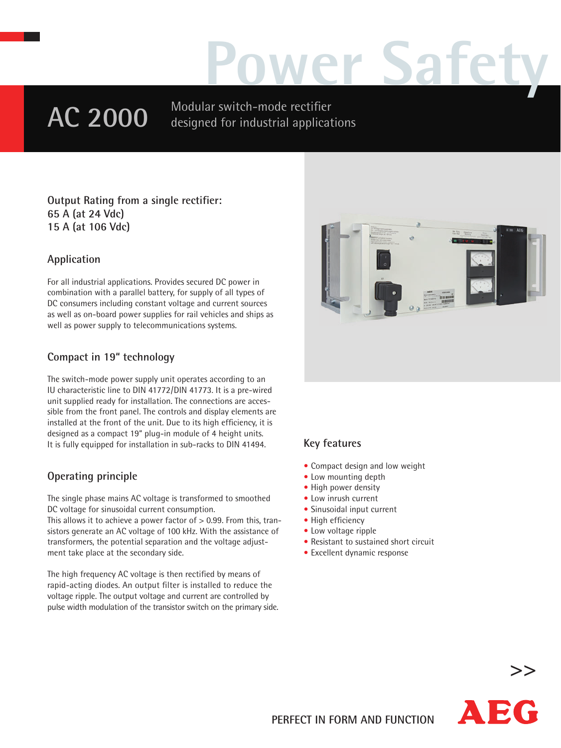# Power Safety

# AC 2000

Modular switch-mode rectifier designed for industrial applications

**Output Rating from a single rectifier:**
**65 A (at 24 Vdc)**
**15 A (at 106 Vdc)**

## Application

For all industrial applications. Provides secured DC power in combination with a parallel battery, for supply of all types of DC consumers including constant voltage and current sources as well as on-board power supplies for rail vehicles and ships as well as power supply to telecommunications systems.

## Compact in 19" technology

The switch-mode power supply unit operates according to an IU characteristic line to DIN 41772/DIN 41773. It is a pre-wired unit supplied ready for installation. The connections are accessible from the front panel. The controls and display elements are installed at the front of the unit. Due to its high efficiency, it is designed as a compact 19" plug-in module of 4 height units. It is fully equipped for installation in sub-racks to DIN 41494.

## Operating principle

The single phase mains AC voltage is transformed to smoothed DC voltage for sinusoidal current consumption.
This allows it to achieve a power factor of > 0.99. From this, transistors generate an AC voltage of 100 kHz. With the assistance of transformers, the potential separation and the voltage adjustment take place at the secondary side.

The high frequency AC voltage is then rectified by means of rapid-acting diodes. An output filter is installed to reduce the voltage ripple. The output voltage and current are controlled by pulse width modulation of the transistor switch on the primary side.

## Key features

- Compact design and low weight
- Low mounting depth
- High power density
- Low inrush current
- Sinusoidal input current
- High efficiency
- Low voltage ripple
- Resistant to sustained short circuit
- Excellent dynamic response

>>

PERFECT IN FORM AND FUNCTION

AEG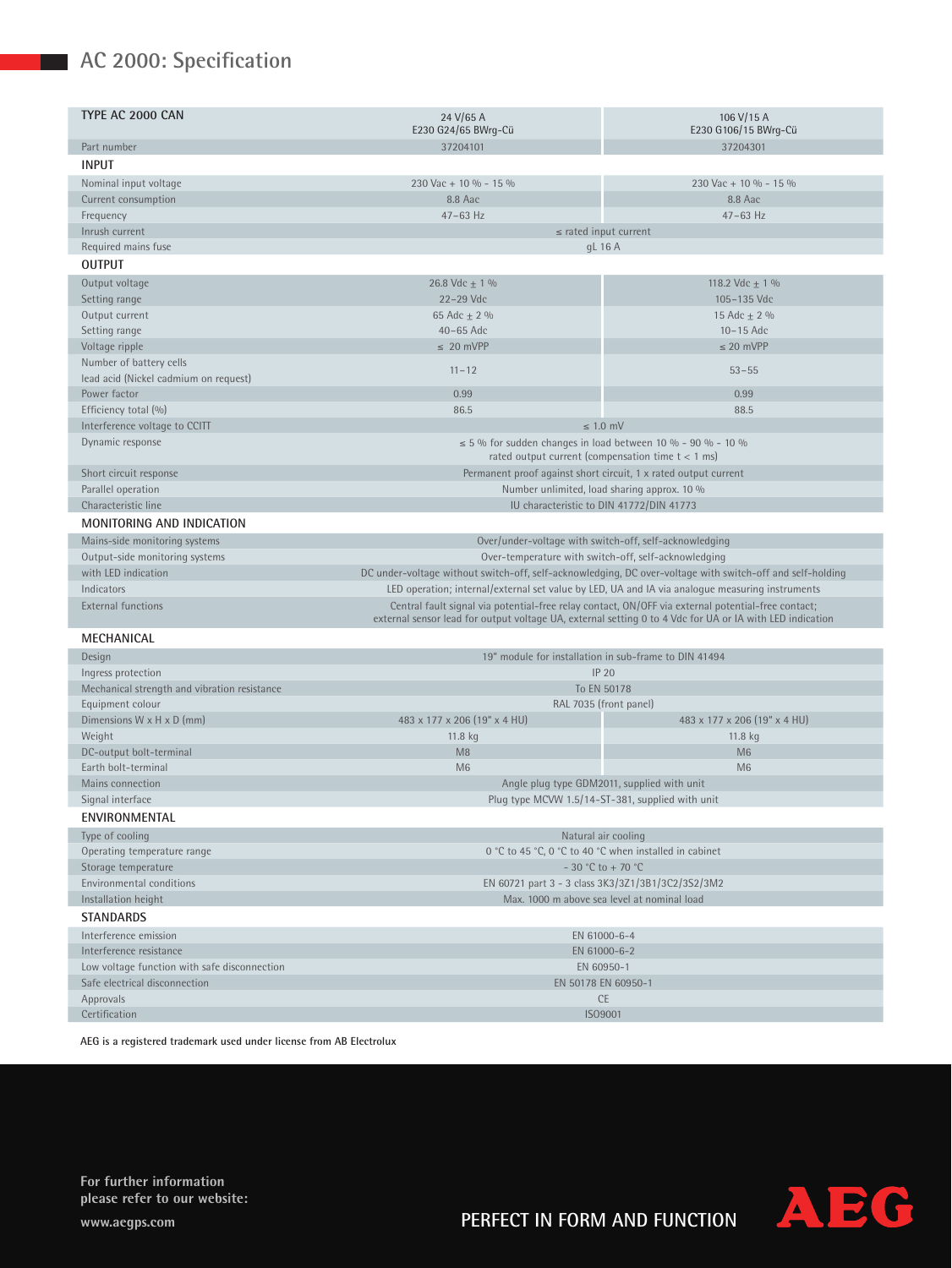## AC 2000: Specification

| TYPE AC 2000 CAN | 24 V/65 A E230 G24/65 BWrg-Cü | 106 V/15 A E230 G106/15 BWrg-Cü |
|---|---|---|
| Part number | 37204101 | 37204301 |
| **INPUT** | | |
| Nominal input voltage | 230 Vac + 10 % - 15 % | 230 Vac + 10 % - 15 % |
| Current consumption | 8.8 Aac | 8.8 Aac |
| Frequency | 47–63 Hz | 47–63 Hz |
| Inrush current | ≤ rated input current | |
| Required mains fuse | gL 16 A | |
| **OUTPUT** | | |
| Output voltage | 26.8 Vdc ± 1 % | 118.2 Vdc ± 1 % |
| Setting range | 22–29 Vdc | 105–135 Vdc |
| Output current | 65 Adc ± 2 % | 15 Adc ± 2 % |
| Setting range | 40–65 Adc | 10–15 Adc |
| Voltage ripple | ≤ 20 mVPP | ≤ 20 mVPP |
| Number of battery cells lead acid (Nickel cadmium on request) | 11–12 | 53–55 |
| Power factor | 0.99 | 0.99 |
| Efficiency total (%) | 86.5 | 88.5 |
| Interference voltage to CCITT | ≤ 1.0 mV | |
| Dynamic response | ≤ 5 % for sudden changes in load between 10 % - 90 % - 10 % rated output current (compensation time t < 1 ms) | |
| Short circuit response | Permanent proof against short circuit, 1 x rated output current | |
| Parallel operation | Number unlimited, load sharing approx. 10 % | |
| Characteristic line | IU characteristic to DIN 41772/DIN 41773 | |
| **MONITORING AND INDICATION** | | |
| Mains-side monitoring systems | Over/under-voltage with switch-off, self-acknowledging | |
| Output-side monitoring systems | Over-temperature with switch-off, self-acknowledging | |
| with LED indication | DC under-voltage without switch-off, self-acknowledging, DC over-voltage with switch-off and self-holding | |
| Indicators | LED operation; internal/external set value by LED, UA and IA via analogue measuring instruments | |
| External functions | Central fault signal via potential-free relay contact, ON/OFF via external potential-free contact; external sensor lead for output voltage UA, external setting 0 to 4 Vdc for UA or IA with LED indication | |
| **MECHANICAL** | | |
| Design | 19" module for installation in sub-frame to DIN 41494 | |
| Ingress protection | IP 20 | |
| Mechanical strength and vibration resistance | To EN 50178 | |
| Equipment colour | RAL 7035 (front panel) | |
| Dimensions W x H x D (mm) | 483 x 177 x 206 (19" x 4 HU) | 483 x 177 x 206 (19" x 4 HU) |
| Weight | 11.8 kg | 11.8 kg |
| DC-output bolt-terminal | M8 | M6 |
| Earth bolt-terminal | M6 | M6 |
| Mains connection | Angle plug type GDM2011, supplied with unit | |
| Signal interface | Plug type MCVW 1.5/14-ST-381, supplied with unit | |
| **ENVIRONMENTAL** | | |
| Type of cooling | Natural air cooling | |
| Operating temperature range | 0 °C to 45 °C, 0 °C to 40 °C when installed in cabinet | |
| Storage temperature | - 30 °C to + 70 °C | |
| Environmental conditions | EN 60721 part 3 - 3 class 3K3/3Z1/3B1/3C2/3S2/3M2 | |
| Installation height | Max. 1000 m above sea level at nominal load | |
| **STANDARDS** | | |
| Interference emission | EN 61000-6-4 | |
| Interference resistance | EN 61000-6-2 | |
| Low voltage function with safe disconnection | EN 60950-1 | |
| Safe electrical disconnection | EN 50178 EN 60950-1 | |
| Approvals | CE | |
| Certification | ISO9001 | |

AEG is a registered trademark used under license from AB Electrolux

**For further information please refer to our website:**

**www.aegps.com**

PERFECT IN FORM AND FUNCTION

AEG